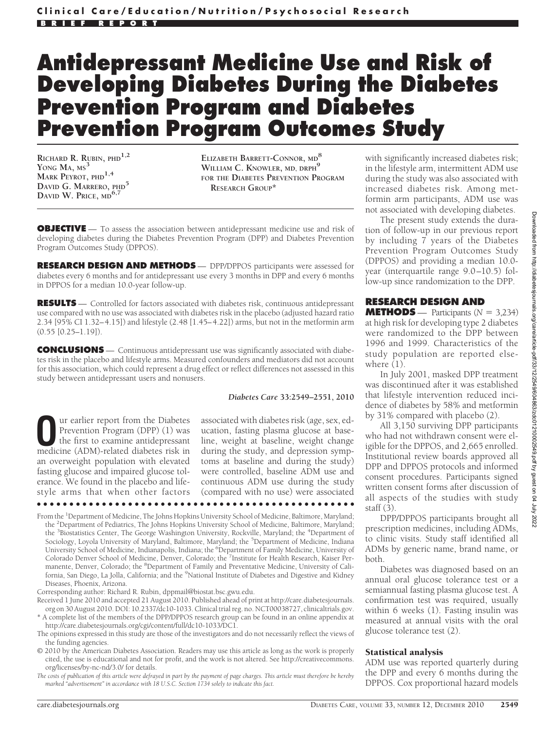# Antidepressant Medicine Use and Risk of Developing Diabetes During the Diabetes Prevention Program and Diabetes Prevention Program Outcomes Study

RICHARD R. RUBIN, PHD[1,2]
YONG MA, MS[3]
MARK PEYROT, PHD[1,4]
DAVID G. MARRERO, PHD[5]
DAVID W. PRICE, MD[6,7]
ELIZABETH BARRETT-CONNOR, MD[8]
WILLIAM C. KNOWLER, MD, DRPH[9]
FOR THE DIABETES PREVENTION PROGRAM RESEARCH GROUP*

**OBJECTIVE** — To assess the association between antidepressant medicine use and risk of developing diabetes during the Diabetes Prevention Program (DPP) and Diabetes Prevention Program Outcomes Study (DPPOS).

**RESEARCH DESIGN AND METHODS** — DPP/DPPOS participants were assessed for diabetes every 6 months and for antidepressant use every 3 months in DPP and every 6 months in DPPOS for a median 10.0-year follow-up.

**RESULTS** — Controlled for factors associated with diabetes risk, continuous antidepressant use compared with no use was associated with diabetes risk in the placebo (adjusted hazard ratio 2.34 [95% CI 1.32–4.15]) and lifestyle (2.48 [1.45–4.22]) arms, but not in the metformin arm (0.55 [0.25–1.19]).

**CONCLUSIONS** — Continuous antidepressant use was significantly associated with diabetes risk in the placebo and lifestyle arms. Measured confounders and mediators did not account for this association, which could represent a drug effect or reflect differences not assessed in this study between antidepressant users and nonusers.

*Diabetes Care* **33**:2549–2551, 2010

Our earlier report from the Diabetes Prevention Program (DPP) (1) was the first to examine antidepressant medicine (ADM)-related diabetes risk in an overweight population with elevated fasting glucose and impaired glucose tolerance. We found in the placebo and lifestyle arms that when other factors associated with diabetes risk (age, sex, education, fasting plasma glucose at baseline, weight at baseline, weight change during the study, and depression symptoms at baseline and during the study) were controlled, baseline ADM use and continuous ADM use during the study (compared with no use) were associated with significantly increased diabetes risk; in the lifestyle arm, intermittent ADM use during the study was also associated with increased diabetes risk. Among metformin arm participants, ADM use was not associated with developing diabetes.

The present study extends the duration of follow-up in our previous report by including 7 years of the Diabetes Prevention Program Outcomes Study (DPPOS) and providing a median 10.0-year (interquartile range 9.0–10.5) follow-up since randomization to the DPP.

## RESEARCH DESIGN AND METHODS

Participants ($N = 3,234$) at high risk for developing type 2 diabetes were randomized to the DPP between 1996 and 1999. Characteristics of the study population are reported elsewhere (1).

In July 2001, masked DPP treatment was discontinued after it was established that lifestyle intervention reduced incidence of diabetes by 58% and metformin by 31% compared with placebo (2).

All 3,150 surviving DPP participants who had not withdrawn consent were eligible for the DPPOS, and 2,665 enrolled. Institutional review boards approved all DPP and DPPOS protocols and informed consent procedures. Participants signed written consent forms after discussion of all aspects of the studies with study staff (3).

DPP/DPPOS participants brought all prescription medicines, including ADMs, to clinic visits. Study staff identified all ADMs by generic name, brand name, or both.

Diabetes was diagnosed based on an annual oral glucose tolerance test or a semiannual fasting plasma glucose test. A confirmation test was required, usually within 6 weeks (1). Fasting insulin was measured at annual visits with the oral glucose tolerance test (2).

### Statistical analysis

ADM use was reported quarterly during the DPP and every 6 months during the DPPOS. Cox proportional hazard models

---

From the [1]Department of Medicine, The Johns Hopkins University School of Medicine, Baltimore, Maryland; the [2]Department of Pediatrics, The Johns Hopkins University School of Medicine, Baltimore, Maryland; the [3]Biostatistics Center, The George Washington University, Rockville, Maryland; the [4]Department of Sociology, Loyola University of Maryland, Baltimore, Maryland; the [5]Department of Medicine, Indiana University School of Medicine, Indianapolis, Indiana; the [6]Department of Family Medicine, University of Colorado Denver School of Medicine, Denver, Colorado; the [7]Institute for Health Research, Kaiser Permanente, Denver, Colorado; the [8]Department of Family and Preventative Medicine, University of California, San Diego, La Jolla, California; and the [9]National Institute of Diabetes and Digestive and Kidney Diseases, Phoenix, Arizona.

Corresponding author: Richard R. Rubin, dppmail@biostat.bsc.gwu.edu.

Received 1 June 2010 and accepted 21 August 2010. Published ahead of print at http://care.diabetesjournals.org on 30 August 2010. DOI: 10.2337/dc10-1033. Clinical trial reg. no. NCT00038727, clinicaltrials.gov.

* A complete list of the members of the DPP/DPPOS research group can be found in an online appendix at http://care.diabetesjournals.org/cgi/content/full/dc10-1033/DC1.

The opinions expressed in this study are those of the investigators and do not necessarily reflect the views of the funding agencies.

© 2010 by the American Diabetes Association. Readers may use this article as long as the work is properly cited, the use is educational and not for profit, and the work is not altered. See http://creativecommons.org/licenses/by-nc-nd/3.0/ for details.

*The costs of publication of this article were defrayed in part by the payment of page charges. This article must therefore be hereby marked "advertisement" in accordance with 18 U.S.C. Section 1734 solely to indicate this fact.*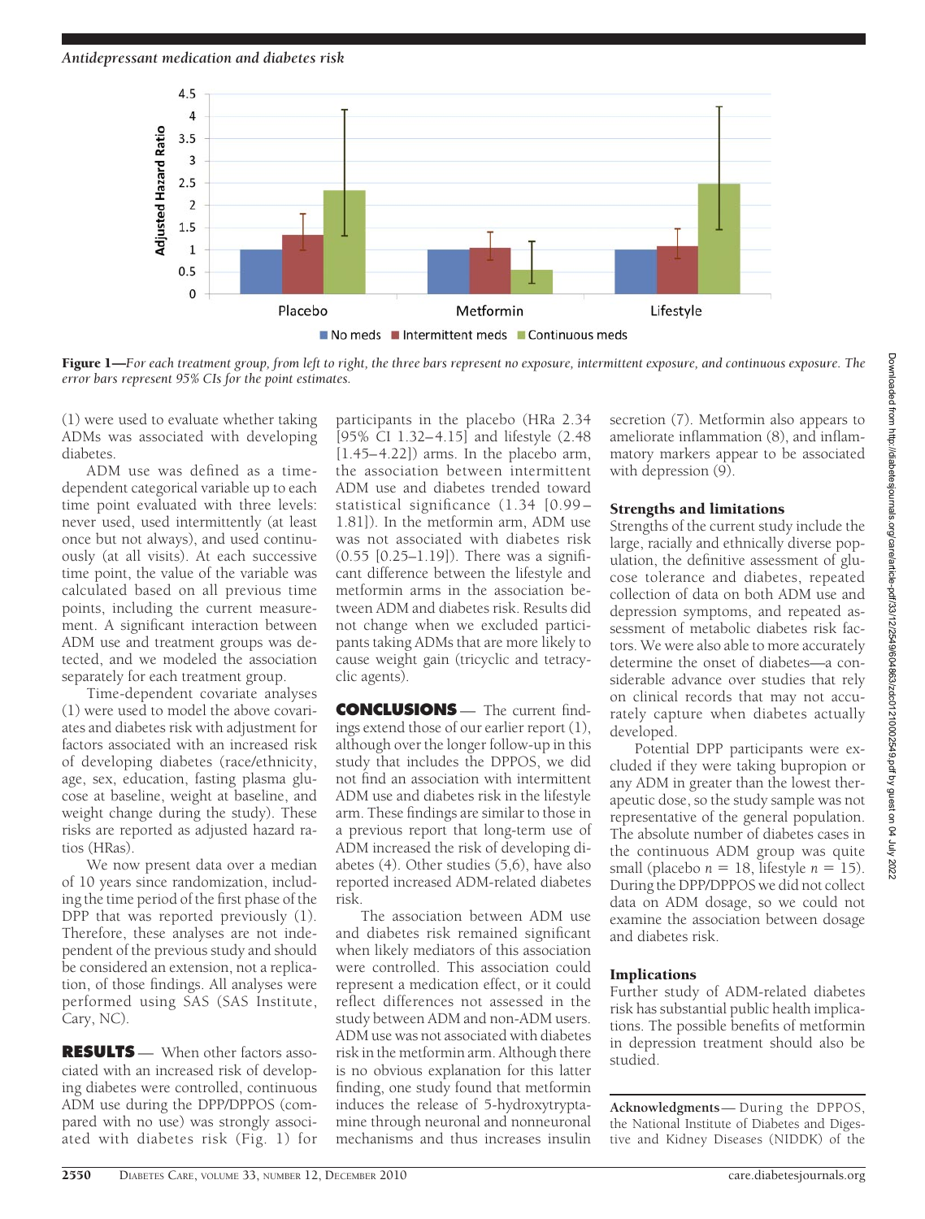Figure 1—*For each treatment group, from left to right, the three bars represent no exposure, intermittent exposure, and continuous exposure. The error bars represent 95% CIs for the point estimates.*

(1) were used to evaluate whether taking ADMs was associated with developing diabetes.

ADM use was defined as a time-dependent categorical variable up to each time point evaluated with three levels: never used, used intermittently (at least once but not always), and used continuously (at all visits). At each successive time point, the value of the variable was calculated based on all previous time points, including the current measurement. A significant interaction between ADM use and treatment groups was detected, and we modeled the association separately for each treatment group.

Time-dependent covariate analyses (1) were used to model the above covariates and diabetes risk with adjustment for factors associated with an increased risk of developing diabetes (race/ethnicity, age, sex, education, fasting plasma glucose at baseline, weight at baseline, and weight change during the study). These risks are reported as adjusted hazard ratios (HRs).

We now present data over a median of 10 years since randomization, including the time period of the first phase of the DPP that was reported previously (1). Therefore, these analyses are not independent of the previous study and should be considered an extension, not a replication, of those findings. All analyses were performed using SAS (SAS Institute, Cary, NC).

**RESULTS**— When other factors associated with an increased risk of developing diabetes were controlled, continuous ADM use during the DPP/DPPOS (compared with no use) was strongly associated with diabetes risk (Fig. 1) for participants in the placebo (HRa 2.34 [95% CI 1.32–4.15] and lifestyle (2.48 [1.45–4.22]) arms. In the placebo arm, the association between intermittent ADM use and diabetes trended toward statistical significance (1.34 [0.99–1.81]). In the metformin arm, ADM use was not associated with diabetes risk (0.55 [0.25–1.19]). There was a significant difference between the lifestyle and metformin arms in the association between ADM and diabetes risk. Results did not change when we excluded participants taking ADMs that are more likely to cause weight gain (tricyclic and tetracyclic agents).

**CONCLUSIONS**— The current findings extend those of our earlier report (1), although over the longer follow-up in this study that includes the DPPOS, we did not find an association with intermittent ADM use and diabetes risk in the lifestyle arm. These findings are similar to those in a previous report that long-term use of ADM increased the risk of developing diabetes (4). Other studies (5,6), have also reported increased ADM-related diabetes risk.

The association between ADM use and diabetes risk remained significant when likely mediators of this association were controlled. This association could represent a medication effect, or it could reflect differences not assessed in the study between ADM and non-ADM users. ADM use was not associated with diabetes risk in the metformin arm. Although there is no obvious explanation for this latter finding, one study found that metformin induces the release of 5-hydroxytryptamine through neuronal and nonneuronal mechanisms and thus increases insulin secretion (7). Metformin also appears to ameliorate inflammation (8), and inflammatory markers appear to be associated with depression (9).

### Strengths and limitations

Strengths of the current study include the large, racially and ethnically diverse population, the definitive assessment of glucose tolerance and diabetes, repeated collection of data on both ADM use and depression symptoms, and repeated assessment of metabolic diabetes risk factors. We were also able to more accurately determine the onset of diabetes—a considerable advance over studies that rely on clinical records that may not accurately capture when diabetes actually developed.

Potential DPP participants were excluded if they were taking bupropion or any ADM in greater than the lowest therapeutic dose, so the study sample was not representative of the general population. The absolute number of diabetes cases in the continuous ADM group was quite small (placebo $n = 18$, lifestyle $n = 15$). During the DPP/DPPOS we did not collect data on ADM dosage, so we could not examine the association between dosage and diabetes risk.

### Implications

Further study of ADM-related diabetes risk has substantial public health implications. The possible benefits of metformin in depression treatment should also be studied.

**Acknowledgments**— During the DPPOS, the National Institute of Diabetes and Digestive and Kidney Diseases (NIDDK) of the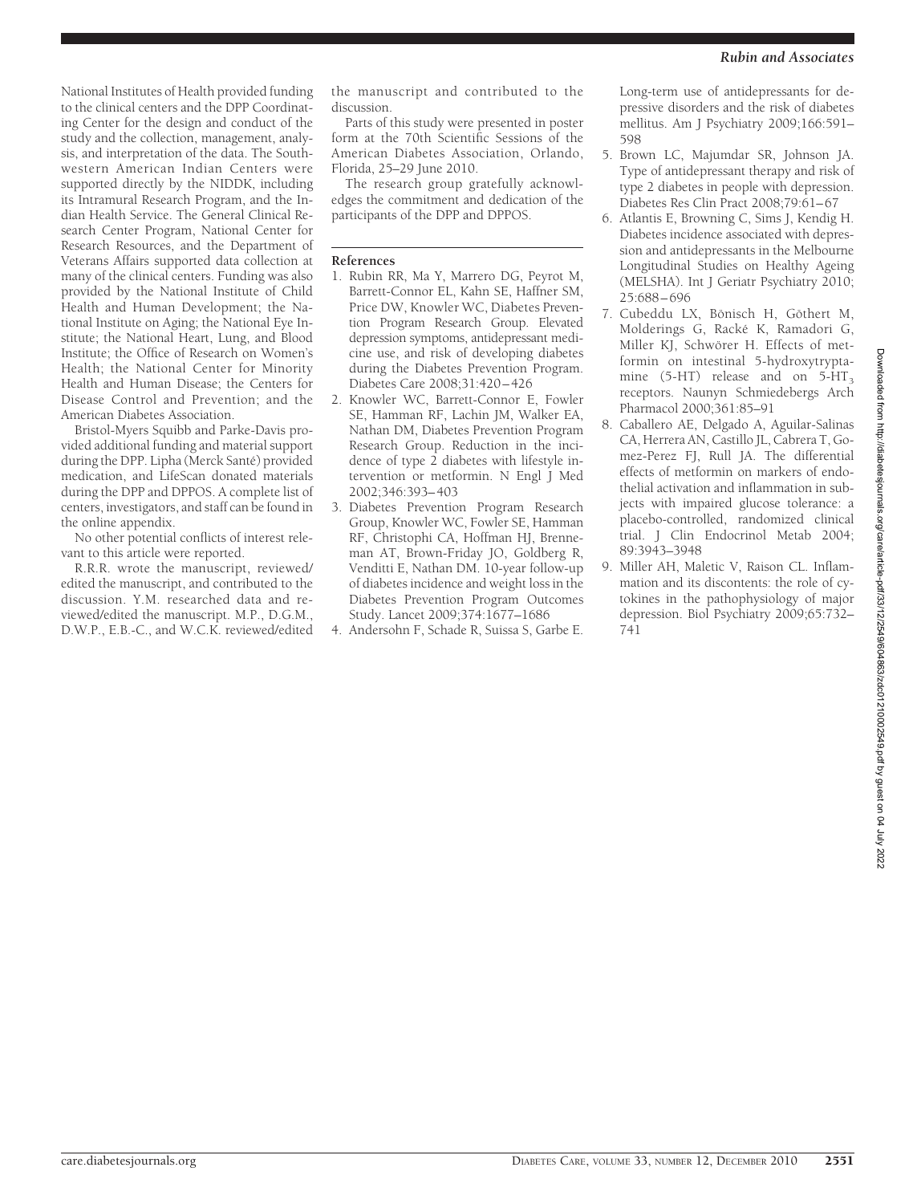National Institutes of Health provided funding to the clinical centers and the DPP Coordinating Center for the design and conduct of the study and the collection, management, analysis, and interpretation of the data. The Southwestern American Indian Centers were supported directly by the NIDDK, including its Intramural Research Program, and the Indian Health Service. The General Clinical Research Center Program, National Center for Research Resources, and the Department of Veterans Affairs supported data collection at many of the clinical centers. Funding was also provided by the National Institute of Child Health and Human Development; the National Institute on Aging; the National Eye Institute; the National Heart, Lung, and Blood Institute; the Office of Research on Women's Health; the National Center for Minority Health and Human Disease; the Centers for Disease Control and Prevention; and the American Diabetes Association.

Bristol-Myers Squibb and Parke-Davis provided additional funding and material support during the DPP. Lipha (Merck Santé) provided medication, and LifeScan donated materials during the DPP and DPPOS. A complete list of centers, investigators, and staff can be found in the online appendix.

No other potential conflicts of interest relevant to this article were reported.

R.R.R. wrote the manuscript, reviewed/edited the manuscript, and contributed to the discussion. Y.M. researched data and reviewed/edited the manuscript. M.P., D.G.M., D.W.P., E.B.-C., and W.C.K. reviewed/edited the manuscript and contributed to the discussion.

Parts of this study were presented in poster form at the 70th Scientific Sessions of the American Diabetes Association, Orlando, Florida, 25–29 June 2010.

The research group gratefully acknowledges the commitment and dedication of the participants of the DPP and DPPOS.

## References

1. Rubin RR, Ma Y, Marrero DG, Peyrot M, Barrett-Connor EL, Kahn SE, Haffner SM, Price DW, Knowler WC, Diabetes Prevention Program Research Group. Elevated depression symptoms, antidepressant medicine use, and risk of developing diabetes during the Diabetes Prevention Program. Diabetes Care 2008;31:420–426
2. Knowler WC, Barrett-Connor E, Fowler SE, Hamman RF, Lachin JM, Walker EA, Nathan DM, Diabetes Prevention Program Research Group. Reduction in the incidence of type 2 diabetes with lifestyle intervention or metformin. N Engl J Med 2002;346:393–403
3. Diabetes Prevention Program Research Group, Knowler WC, Fowler SE, Hamman RF, Christophi CA, Hoffman HJ, Brenneman AT, Brown-Friday JO, Goldberg R, Venditti E, Nathan DM. 10-year follow-up of diabetes incidence and weight loss in the Diabetes Prevention Program Outcomes Study. Lancet 2009;374:1677–1686
4. Andersohn F, Schade R, Suissa S, Garbe E. Long-term use of antidepressants for depressive disorders and the risk of diabetes mellitus. Am J Psychiatry 2009;166:591–598
5. Brown LC, Majumdar SR, Johnson JA. Type of antidepressant therapy and risk of type 2 diabetes in people with depression. Diabetes Res Clin Pract 2008;79:61–67
6. Atlantis E, Browning C, Sims J, Kendig H. Diabetes incidence associated with depression and antidepressants in the Melbourne Longitudinal Studies on Healthy Ageing (MELSHA). Int J Geriatr Psychiatry 2010;25:688–696
7. Cubeddu LX, Bönisch H, Göthert M, Molderings G, Racké K, Ramadori G, Miller KJ, Schwörer H. Effects of metformin on intestinal 5-hydroxytryptamine (5-HT) release and on 5-$HT_3$ receptors. Naunyn Schmiedebergs Arch Pharmacol 2000;361:85–91
8. Caballero AE, Delgado A, Aguilar-Salinas CA, Herrera AN, Castillo JL, Cabrera T, Gomez-Perez FJ, Rull JA. The differential effects of metformin on markers of endothelial activation and inflammation in subjects with impaired glucose tolerance: a placebo-controlled, randomized clinical trial. J Clin Endocrinol Metab 2004;89:3943–3948
9. Miller AH, Maletic V, Raison CL. Inflammation and its discontents: the role of cytokines in the pathophysiology of major depression. Biol Psychiatry 2009;65:732–741